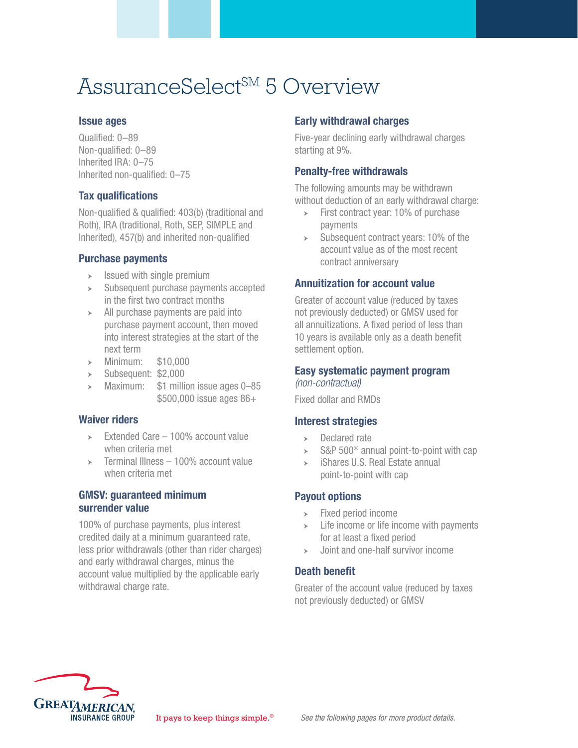# AssuranceSelect℠ 5 Overview

## Issue ages

Qualified: 0–89
Non-qualified: 0–89
Inherited IRA: 0–75
Inherited non-qualified: 0–75

## Tax qualifications

Non-qualified & qualified: 403(b) (traditional and Roth), IRA (traditional, Roth, SEP, SIMPLE and Inherited), 457(b) and inherited non-qualified

## Purchase payments

- Issued with single premium
- Subsequent purchase payments accepted in the first two contract months
- All purchase payments are paid into purchase payment account, then moved into interest strategies at the start of the next term
- Minimum: $10,000
- Subsequent: $2,000
- Maximum: $1 million issue ages 0–85
  $500,000 issue ages 86+

## Waiver riders

- Extended Care – 100% account value when criteria met
- Terminal Illness – 100% account value when criteria met

## GMSV: guaranteed minimum surrender value

100% of purchase payments, plus interest credited daily at a minimum guaranteed rate, less prior withdrawals (other than rider charges) and early withdrawal charges, minus the account value multiplied by the applicable early withdrawal charge rate.

## Early withdrawal charges

Five-year declining early withdrawal charges starting at 9%.

## Penalty-free withdrawals

The following amounts may be withdrawn without deduction of an early withdrawal charge:

- First contract year: 10% of purchase payments
- Subsequent contract years: 10% of the account value as of the most recent contract anniversary

## Annuitization for account value

Greater of account value (reduced by taxes not previously deducted) or GMSV used for all annuitizations. A fixed period of less than 10 years is available only as a death benefit settlement option.

## Easy systematic payment program *(non-contractual)*

Fixed dollar and RMDs

## Interest strategies

- Declared rate
- S&P 500® annual point-to-point with cap
- iShares U.S. Real Estate annual point-to-point with cap

## Payout options

- Fixed period income
- Life income or life income with payments for at least a fixed period
- Joint and one-half survivor income

## Death benefit

Greater of the account value (reduced by taxes not previously deducted) or GMSV

GREAT AMERICAN INSURANCE GROUP

It pays to keep things simple.®

*See the following pages for more product details.*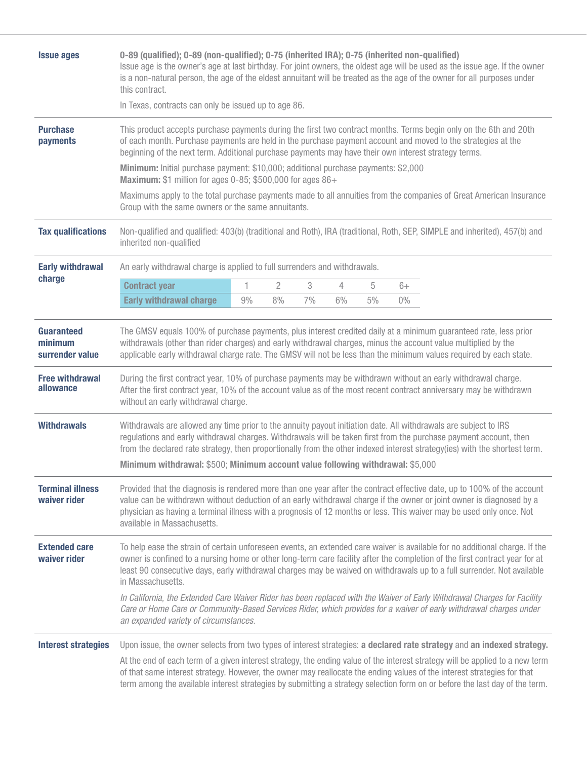## Issue ages

**0-89 (qualified); 0-89 (non-qualified); 0-75 (inherited IRA); 0-75 (inherited non-qualified)**
Issue age is the owner's age at last birthday. For joint owners, the oldest age will be used as the issue age. If the owner is a non-natural person, the age of the eldest annuitant will be treated as the age of the owner for all purposes under this contract.

In Texas, contracts can only be issued up to age 86.

## Purchase payments

This product accepts purchase payments during the first two contract months. Terms begin only on the 6th and 20th of each month. Purchase payments are held in the purchase payment account and moved to the strategies at the beginning of the next term. Additional purchase payments may have their own interest strategy terms.

**Minimum:** Initial purchase payment: $10,000; additional purchase payments: $2,000
**Maximum:** $1 million for ages 0-85; $500,000 for ages 86+

Maximums apply to the total purchase payments made to all annuities from the companies of Great American Insurance Group with the same owners or the same annuitants.

## Tax qualifications

Non-qualified and qualified: 403(b) (traditional and Roth), IRA (traditional, Roth, SEP, SIMPLE and inherited), 457(b) and inherited non-qualified

## Early withdrawal charge

An early withdrawal charge is applied to full surrenders and withdrawals.

| Contract year | 1 | 2 | 3 | 4 | 5 | 6+ |
|---|---|---|---|---|---|---|
| Early withdrawal charge | 9% | 8% | 7% | 6% | 5% | 0% |

## Guaranteed minimum surrender value

The GMSV equals 100% of purchase payments, plus interest credited daily at a minimum guaranteed rate, less prior withdrawals (other than rider charges) and early withdrawal charges, minus the account value multiplied by the applicable early withdrawal charge rate. The GMSV will not be less than the minimum values required by each state.

## Free withdrawal allowance

During the first contract year, 10% of purchase payments may be withdrawn without an early withdrawal charge. After the first contract year, 10% of the account value as of the most recent contract anniversary may be withdrawn without an early withdrawal charge.

## Withdrawals

Withdrawals are allowed any time prior to the annuity payout initiation date. All withdrawals are subject to IRS regulations and early withdrawal charges. Withdrawals will be taken first from the purchase payment account, then from the declared rate strategy, then proportionally from the other indexed interest strategy(ies) with the shortest term.

**Minimum withdrawal:** $500; **Minimum account value following withdrawal:** $5,000

## Terminal illness waiver rider

Provided that the diagnosis is rendered more than one year after the contract effective date, up to 100% of the account value can be withdrawn without deduction of an early withdrawal charge if the owner or joint owner is diagnosed by a physician as having a terminal illness with a prognosis of 12 months or less. This waiver may be used only once. Not available in Massachusetts.

## Extended care waiver rider

To help ease the strain of certain unforeseen events, an extended care waiver is available for no additional charge. If the owner is confined to a nursing home or other long-term care facility after the completion of the first contract year for at least 90 consecutive days, early withdrawal charges may be waived on withdrawals up to a full surrender. Not available in Massachusetts.

*In California, the Extended Care Waiver Rider has been replaced with the Waiver of Early Withdrawal Charges for Facility Care or Home Care or Community-Based Services Rider, which provides for a waiver of early withdrawal charges under an expanded variety of circumstances.*

## Interest strategies

Upon issue, the owner selects from two types of interest strategies: **a declared rate strategy** and **an indexed strategy.**

At the end of each term of a given interest strategy, the ending value of the interest strategy will be applied to a new term of that same interest strategy. However, the owner may reallocate the ending values of the interest strategies for that term among the available interest strategies by submitting a strategy selection form on or before the last day of the term.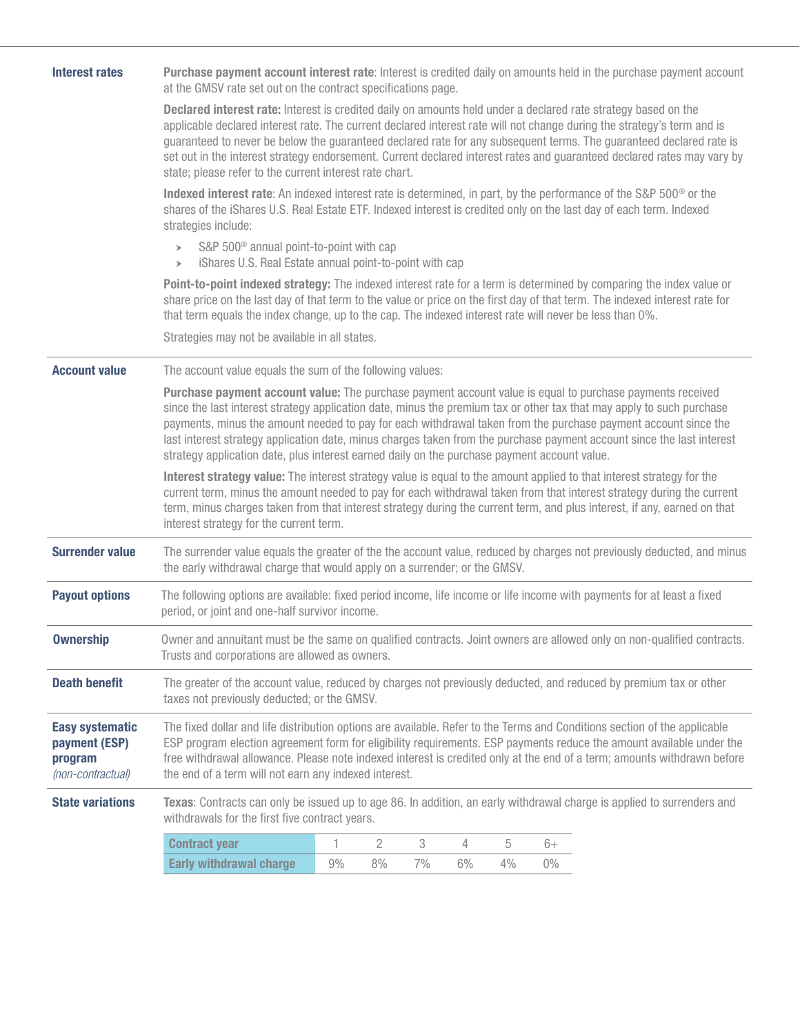## Interest rates

**Purchase payment account interest rate**: Interest is credited daily on amounts held in the purchase payment account at the GMSV rate set out on the contract specifications page.

**Declared interest rate:** Interest is credited daily on amounts held under a declared rate strategy based on the applicable declared interest rate. The current declared interest rate will not change during the strategy's term and is guaranteed to never be below the guaranteed declared rate for any subsequent terms. The guaranteed declared rate is set out in the interest strategy endorsement. Current declared interest rates and guaranteed declared rates may vary by state; please refer to the current interest rate chart.

**Indexed interest rate**: An indexed interest rate is determined, in part, by the performance of the S&P 500® or the shares of the iShares U.S. Real Estate ETF. Indexed interest is credited only on the last day of each term. Indexed strategies include:

- S&P 500® annual point-to-point with cap
- iShares U.S. Real Estate annual point-to-point with cap

**Point-to-point indexed strategy:** The indexed interest rate for a term is determined by comparing the index value or share price on the last day of that term to the value or price on the first day of that term. The indexed interest rate for that term equals the index change, up to the cap. The indexed interest rate will never be less than 0%.

Strategies may not be available in all states.

## Account value

The account value equals the sum of the following values:

**Purchase payment account value:** The purchase payment account value is equal to purchase payments received since the last interest strategy application date, minus the premium tax or other tax that may apply to such purchase payments, minus the amount needed to pay for each withdrawal taken from the purchase payment account since the last interest strategy application date, minus charges taken from the purchase payment account since the last interest strategy application date, plus interest earned daily on the purchase payment account value.

**Interest strategy value:** The interest strategy value is equal to the amount applied to that interest strategy for the current term, minus the amount needed to pay for each withdrawal taken from that interest strategy during the current term, minus charges taken from that interest strategy during the current term, and plus interest, if any, earned on that interest strategy for the current term.

## Surrender value

The surrender value equals the greater of the the account value, reduced by charges not previously deducted, and minus the early withdrawal charge that would apply on a surrender; or the GMSV.

## Payout options

The following options are available: fixed period income, life income or life income with payments for at least a fixed period, or joint and one-half survivor income.

## Ownership

Owner and annuitant must be the same on qualified contracts. Joint owners are allowed only on non-qualified contracts. Trusts and corporations are allowed as owners.

## Death benefit

The greater of the account value, reduced by charges not previously deducted, and reduced by premium tax or other taxes not previously deducted; or the GMSV.

## Easy systematic payment (ESP) program *(non-contractual)*

The fixed dollar and life distribution options are available. Refer to the Terms and Conditions section of the applicable ESP program election agreement form for eligibility requirements. ESP payments reduce the amount available under the free withdrawal allowance. Please note indexed interest is credited only at the end of a term; amounts withdrawn before the end of a term will not earn any indexed interest.

## State variations

**Texas**: Contracts can only be issued up to age 86. In addition, an early withdrawal charge is applied to surrenders and withdrawals for the first five contract years.

| Contract year | 1 | 2 | 3 | 4 | 5 | 6+ |
|---|---|---|---|---|---|---|
| Early withdrawal charge | 9% | 8% | 7% | 6% | 4% | 0% |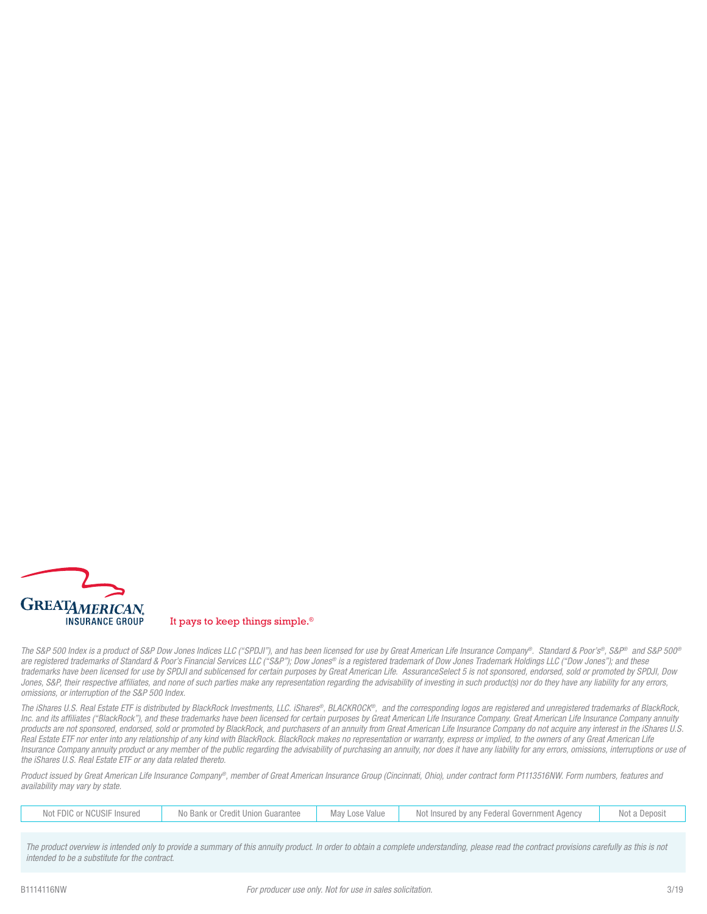GREAT AMERICAN INSURANCE GROUP

It pays to keep things simple.®

*The S&P 500 Index is a product of S&P Dow Jones Indices LLC ("SPDJI"), and has been licensed for use by Great American Life Insurance Company®. Standard & Poor's®, S&P® and S&P 500® are registered trademarks of Standard & Poor's Financial Services LLC ("S&P"); Dow Jones® is a registered trademark of Dow Jones Trademark Holdings LLC ("Dow Jones"); and these trademarks have been licensed for use by SPDJI and sublicensed for certain purposes by Great American Life. AssuranceSelect 5 is not sponsored, endorsed, sold or promoted by SPDJI, Dow Jones, S&P, their respective affiliates, and none of such parties make any representation regarding the advisability of investing in such product(s) nor do they have any liability for any errors, omissions, or interruption of the S&P 500 Index.*

*The iShares U.S. Real Estate ETF is distributed by BlackRock Investments, LLC. iShares®, BLACKROCK®, and the corresponding logos are registered and unregistered trademarks of BlackRock, Inc. and its affiliates ("BlackRock"), and these trademarks have been licensed for certain purposes by Great American Life Insurance Company. Great American Life Insurance Company annuity products are not sponsored, endorsed, sold or promoted by BlackRock, and purchasers of an annuity from Great American Life Insurance Company do not acquire any interest in the iShares U.S. Real Estate ETF nor enter into any relationship of any kind with BlackRock. BlackRock makes no representation or warranty, express or implied, to the owners of any Great American Life Insurance Company annuity product or any member of the public regarding the advisability of purchasing an annuity, nor does it have any liability for any errors, omissions, interruptions or use of the iShares U.S. Real Estate ETF or any data related thereto.*

*Product issued by Great American Life Insurance Company®, member of Great American Insurance Group (Cincinnati, Ohio), under contract form P1113516NW. Form numbers, features and availability may vary by state.*

| Not FDIC or NCUSIF Insured | No Bank or Credit Union Guarantee | May Lose Value | Not Insured by any Federal Government Agency | Not a Deposit |
|---|---|---|---|---|

*The product overview is intended only to provide a summary of this annuity product. In order to obtain a complete understanding, please read the contract provisions carefully as this is not intended to be a substitute for the contract.*

B1114116NW *For producer use only. Not for use in sales solicitation.* 3/19